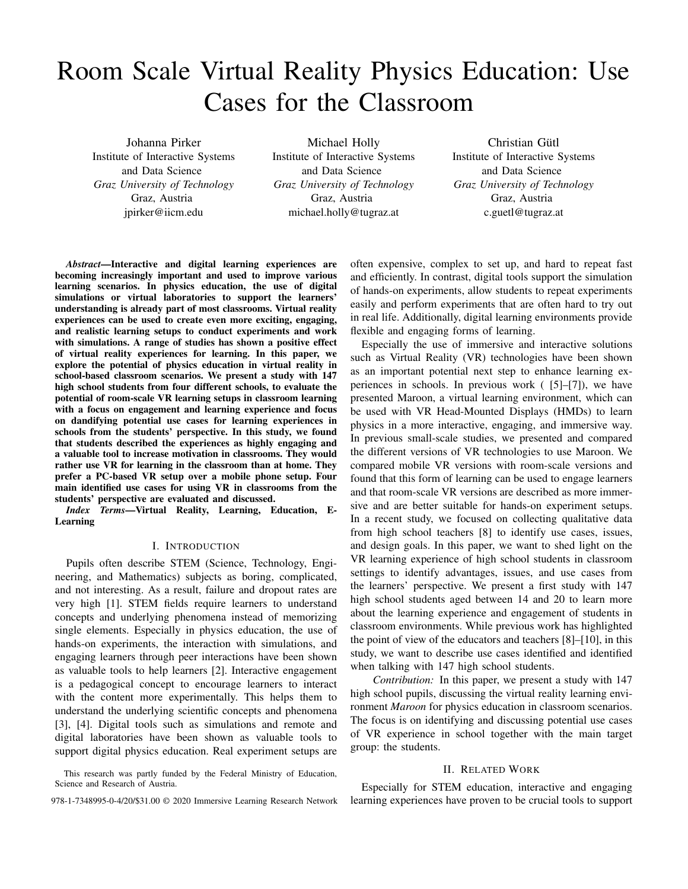# Room Scale Virtual Reality Physics Education: Use Cases for the Classroom

Johanna Pirker
Institute of Interactive Systems and Data Science
*Graz University of Technology*
Graz, Austria
jpirker@iicm.edu

Michael Holly
Institute of Interactive Systems and Data Science
*Graz University of Technology*
Graz, Austria
michael.holly@tugraz.at

Christian Gütl
Institute of Interactive Systems and Data Science
*Graz University of Technology*
Graz, Austria
c.guetl@tugraz.at

***Abstract*—Interactive and digital learning experiences are becoming increasingly important and used to improve various learning scenarios. In physics education, the use of digital simulations or virtual laboratories to support the learners' understanding is already part of most classrooms. Virtual reality experiences can be used to create even more exciting, engaging, and realistic learning setups to conduct experiments and work with simulations. A range of studies has shown a positive effect of virtual reality experiences for learning. In this paper, we explore the potential of physics education in virtual reality in school-based classroom scenarios. We present a study with 147 high school students from four different schools, to evaluate the potential of room-scale VR learning setups in classroom learning with a focus on engagement and learning experience and focus on dandifying potential use cases for learning experiences in schools from the students' perspective. In this study, we found that students described the experiences as highly engaging and a valuable tool to increase motivation in classrooms. They would rather use VR for learning in the classroom than at home. They prefer a PC-based VR setup over a mobile phone setup. Four main identified use cases for using VR in classrooms from the students' perspective are evaluated and discussed.**

***Index Terms*—Virtual Reality, Learning, Education, E-Learning**

## I. Introduction

Pupils often describe STEM (Science, Technology, Engineering, and Mathematics) subjects as boring, complicated, and not interesting. As a result, failure and dropout rates are very high [1]. STEM fields require learners to understand concepts and underlying phenomena instead of memorizing single elements. Especially in physics education, the use of hands-on experiments, the interaction with simulations, and engaging learners through peer interactions have been shown as valuable tools to help learners [2]. Interactive engagement is a pedagogical concept to encourage learners to interact with the content more experimentally. This helps them to understand the underlying scientific concepts and phenomena [3], [4]. Digital tools such as simulations and remote and digital laboratories have been shown as valuable tools to support digital physics education. Real experiment setups are often expensive, complex to set up, and hard to repeat fast and efficiently. In contrast, digital tools support the simulation of hands-on experiments, allow students to repeat experiments easily and perform experiments that are often hard to try out in real life. Additionally, digital learning environments provide flexible and engaging forms of learning.

Especially the use of immersive and interactive solutions such as Virtual Reality (VR) technologies have been shown as an important potential next step to enhance learning experiences in schools. In previous work ( [5]–[7]), we have presented Maroon, a virtual learning environment, which can be used with VR Head-Mounted Displays (HMDs) to learn physics in a more interactive, engaging, and immersive way. In previous small-scale studies, we presented and compared the different versions of VR technologies to use Maroon. We compared mobile VR versions with room-scale versions and found that this form of learning can be used to engage learners and that room-scale VR versions are described as more immersive and are better suitable for hands-on experiment setups. In a recent study, we focused on collecting qualitative data from high school teachers [8] to identify use cases, issues, and design goals. In this paper, we want to shed light on the VR learning experience of high school students in classroom settings to identify advantages, issues, and use cases from the learners' perspective. We present a first study with 147 high school students aged between 14 and 20 to learn more about the learning experience and engagement of students in classroom environments. While previous work has highlighted the point of view of the educators and teachers [8]–[10], in this study, we want to describe use cases identified and identified when talking with 147 high school students.

*Contribution:* In this paper, we present a study with 147 high school pupils, discussing the virtual reality learning environment *Maroon* for physics education in classroom scenarios. The focus is on identifying and discussing potential use cases of VR experience in school together with the main target group: the students.

## II. Related Work

Especially for STEM education, interactive and engaging learning experiences have proven to be crucial tools to support

This research was partly funded by the Federal Ministry of Education, Science and Research of Austria.

978-1-7348995-0-4/20/$31.00 © 2020 Immersive Learning Research Network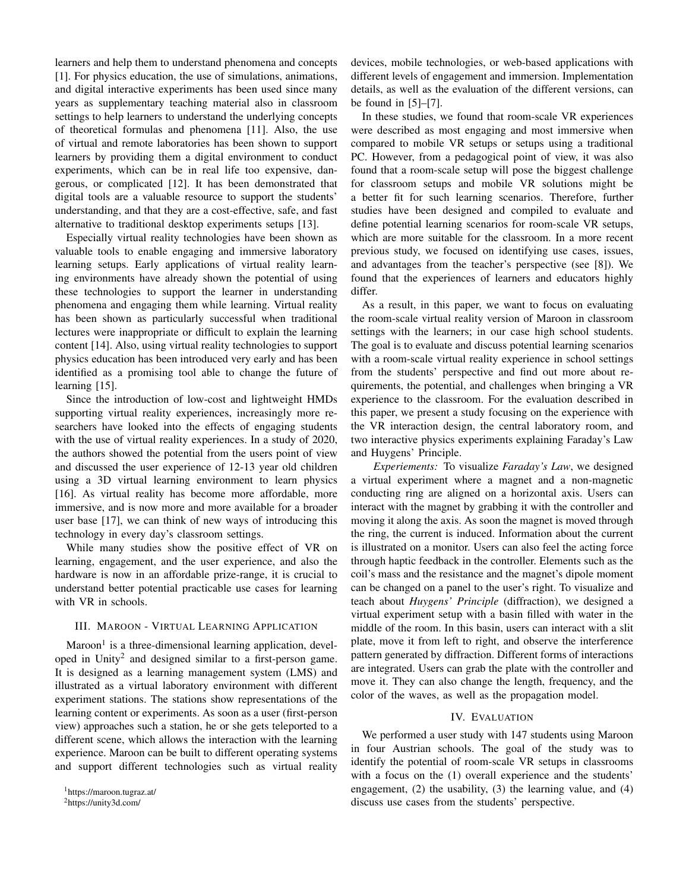learners and help them to understand phenomena and concepts [1]. For physics education, the use of simulations, animations, and digital interactive experiments has been used since many years as supplementary teaching material also in classroom settings to help learners to understand the underlying concepts of theoretical formulas and phenomena [11]. Also, the use of virtual and remote laboratories has been shown to support learners by providing them a digital environment to conduct experiments, which can be in real life too expensive, dangerous, or complicated [12]. It has been demonstrated that digital tools are a valuable resource to support the students' understanding, and that they are a cost-effective, safe, and fast alternative to traditional desktop experiments setups [13].

Especially virtual reality technologies have been shown as valuable tools to enable engaging and immersive laboratory learning setups. Early applications of virtual reality learning environments have already shown the potential of using these technologies to support the learner in understanding phenomena and engaging them while learning. Virtual reality has been shown as particularly successful when traditional lectures were inappropriate or difficult to explain the learning content [14]. Also, using virtual reality technologies to support physics education has been introduced very early and has been identified as a promising tool able to change the future of learning [15].

Since the introduction of low-cost and lightweight HMDs supporting virtual reality experiences, increasingly more researchers have looked into the effects of engaging students with the use of virtual reality experiences. In a study of 2020, the authors showed the potential from the users point of view and discussed the user experience of 12-13 year old children using a 3D virtual learning environment to learn physics [16]. As virtual reality has become more affordable, more immersive, and is now more and more available for a broader user base [17], we can think of new ways of introducing this technology in every day's classroom settings.

While many studies show the positive effect of VR on learning, engagement, and the user experience, and also the hardware is now in an affordable prize-range, it is crucial to understand better potential practicable use cases for learning with VR in schools.

## III. Maroon - Virtual Learning Application

Maroon[1] is a three-dimensional learning application, developed in Unity[2] and designed similar to a first-person game. It is designed as a learning management system (LMS) and illustrated as a virtual laboratory environment with different experiment stations. The stations show representations of the learning content or experiments. As soon as a user (first-person view) approaches such a station, he or she gets teleported to a different scene, which allows the interaction with the learning experience. Maroon can be built to different operating systems and support different technologies such as virtual reality devices, mobile technologies, or web-based applications with different levels of engagement and immersion. Implementation details, as well as the evaluation of the different versions, can be found in [5]–[7].

In these studies, we found that room-scale VR experiences were described as most engaging and most immersive when compared to mobile VR setups or setups using a traditional PC. However, from a pedagogical point of view, it was also found that a room-scale setup will pose the biggest challenge for classroom setups and mobile VR solutions might be a better fit for such learning scenarios. Therefore, further studies have been designed and compiled to evaluate and define potential learning scenarios for room-scale VR setups, which are more suitable for the classroom. In a more recent previous study, we focused on identifying use cases, issues, and advantages from the teacher's perspective (see [8]). We found that the experiences of learners and educators highly differ.

As a result, in this paper, we want to focus on evaluating the room-scale virtual reality version of Maroon in classroom settings with the learners; in our case high school students. The goal is to evaluate and discuss potential learning scenarios with a room-scale virtual reality experience in school settings from the students' perspective and find out more about requirements, the potential, and challenges when bringing a VR experience to the classroom. For the evaluation described in this paper, we present a study focusing on the experience with the VR interaction design, the central laboratory room, and two interactive physics experiments explaining Faraday's Law and Huygens' Principle.

*Experiements:* To visualize *Faraday's Law*, we designed a virtual experiment where a magnet and a non-magnetic conducting ring are aligned on a horizontal axis. Users can interact with the magnet by grabbing it with the controller and moving it along the axis. As soon the magnet is moved through the ring, the current is induced. Information about the current is illustrated on a monitor. Users can also feel the acting force through haptic feedback in the controller. Elements such as the coil's mass and the resistance and the magnet's dipole moment can be changed on a panel to the user's right. To visualize and teach about *Huygens' Principle* (diffraction), we designed a virtual experiment setup with a basin filled with water in the middle of the room. In this basin, users can interact with a slit plate, move it from left to right, and observe the interference pattern generated by diffraction. Different forms of interactions are integrated. Users can grab the plate with the controller and move it. They can also change the length, frequency, and the color of the waves, as well as the propagation model.

## IV. Evaluation

We performed a user study with 147 students using Maroon in four Austrian schools. The goal of the study was to identify the potential of room-scale VR setups in classrooms with a focus on the (1) overall experience and the students' engagement, (2) the usability, (3) the learning value, and (4) discuss use cases from the students' perspective.

[1] https://maroon.tugraz.at/

[2] https://unity3d.com/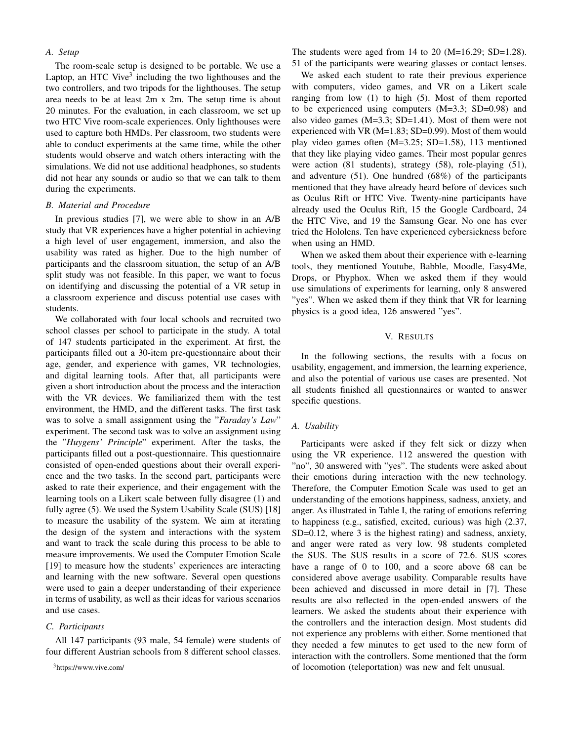### A. Setup

The room-scale setup is designed to be portable. We use a Laptop, an HTC Vive[3] including the two lighthouses and the two controllers, and two tripods for the lighthouses. The setup area needs to be at least 2m x 2m. The setup time is about 20 minutes. For the evaluation, in each classroom, we set up two HTC Vive room-scale experiences. Only lighthouses were used to capture both HMDs. Per classroom, two students were able to conduct experiments at the same time, while the other students would observe and watch others interacting with the simulations. We did not use additional headphones, so students did not hear any sounds or audio so that we can talk to them during the experiments.

### B. Material and Procedure

In previous studies [7], we were able to show in an A/B study that VR experiences have a higher potential in achieving a high level of user engagement, immersion, and also the usability was rated as higher. Due to the high number of participants and the classroom situation, the setup of an A/B split study was not feasible. In this paper, we want to focus on identifying and discussing the potential of a VR setup in a classroom experience and discuss potential use cases with students.

We collaborated with four local schools and recruited two school classes per school to participate in the study. A total of 147 students participated in the experiment. At first, the participants filled out a 30-item pre-questionnaire about their age, gender, and experience with games, VR technologies, and digital learning tools. After that, all participants were given a short introduction about the process and the interaction with the VR devices. We familiarized them with the test environment, the HMD, and the different tasks. The first task was to solve a small assignment using the "*Faraday's Law*" experiment. The second task was to solve an assignment using the "*Huygens' Principle*" experiment. After the tasks, the participants filled out a post-questionnaire. This questionnaire consisted of open-ended questions about their overall experience and the two tasks. In the second part, participants were asked to rate their experience, and their engagement with the learning tools on a Likert scale between fully disagree (1) and fully agree (5). We used the System Usability Scale (SUS) [18] to measure the usability of the system. We aim at iterating the design of the system and interactions with the system and want to track the scale during this process to be able to measure improvements. We used the Computer Emotion Scale [19] to measure how the students' experiences are interacting and learning with the new software. Several open questions were used to gain a deeper understanding of their experience in terms of usability, as well as their ideas for various scenarios and use cases.

### C. Participants

All 147 participants (93 male, 54 female) were students of four different Austrian schools from 8 different school classes. The students were aged from 14 to 20 (M=16.29; SD=1.28). 51 of the participants were wearing glasses or contact lenses.

We asked each student to rate their previous experience with computers, video games, and VR on a Likert scale ranging from low (1) to high (5). Most of them reported to be experienced using computers (M=3.3; SD=0.98) and also video games (M=3.3; SD=1.41). Most of them were not experienced with VR (M=1.83; SD=0.99). Most of them would play video games often (M=3.25; SD=1.58), 113 mentioned that they like playing video games. Their most popular genres were action (81 students), strategy (58), role-playing (51), and adventure (51). One hundred (68%) of the participants mentioned that they have already heard before of devices such as Oculus Rift or HTC Vive. Twenty-nine participants have already used the Oculus Rift, 15 the Google Cardboard, 24 the HTC Vive, and 19 the Samsung Gear. No one has ever tried the Hololens. Ten have experienced cybersickness before when using an HMD.

When we asked them about their experience with e-learning tools, they mentioned Youtube, Babble, Moodle, Easy4Me, Drops, or Phyphox. When we asked them if they would use simulations of experiments for learning, only 8 answered "yes". When we asked them if they think that VR for learning physics is a good idea, 126 answered "yes".

## V. Results

In the following sections, the results with a focus on usability, engagement, and immersion, the learning experience, and also the potential of various use cases are presented. Not all students finished all questionnaires or wanted to answer specific questions.

### A. Usability

Participants were asked if they felt sick or dizzy when using the VR experience. 112 answered the question with "no", 30 answered with "yes". The students were asked about their emotions during interaction with the new technology. Therefore, the Computer Emotion Scale was used to get an understanding of the emotions happiness, sadness, anxiety, and anger. As illustrated in Table I, the rating of emotions referring to happiness (e.g., satisfied, excited, curious) was high (2.37, SD=0.12, where 3 is the highest rating) and sadness, anxiety, and anger were rated as very low. 98 students completed the SUS. The SUS results in a score of 72.6. SUS scores have a range of 0 to 100, and a score above 68 can be considered above average usability. Comparable results have been achieved and discussed in more detail in [7]. These results are also reflected in the open-ended answers of the learners. We asked the students about their experience with the controllers and the interaction design. Most students did not experience any problems with either. Some mentioned that they needed a few minutes to get used to the new form of interaction with the controllers. Some mentioned that the form of locomotion (teleportation) was new and felt unusual.

[3]https://www.vive.com/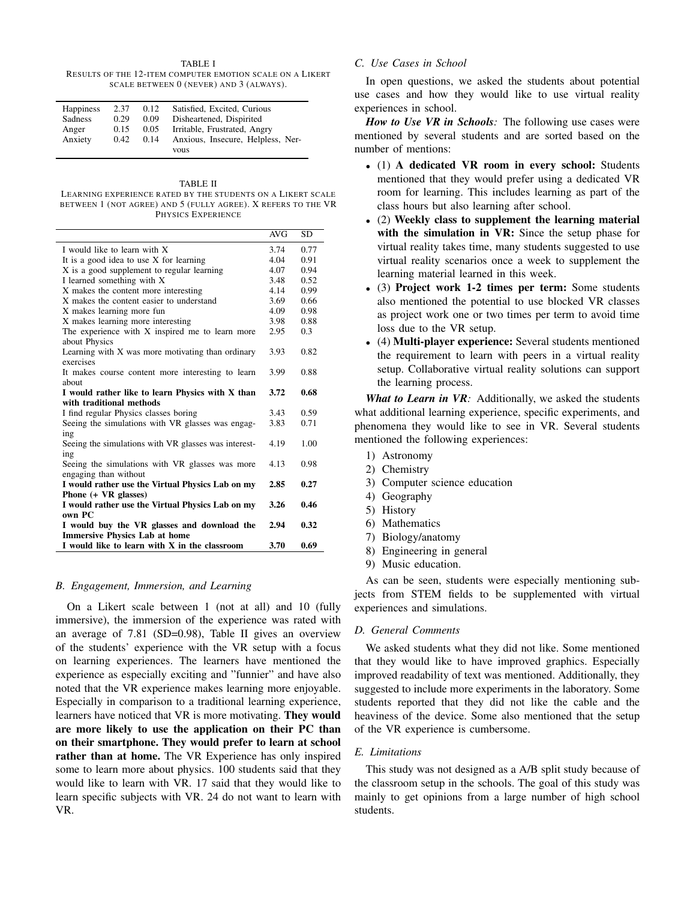TABLE I
RESULTS OF THE 12-ITEM COMPUTER EMOTION SCALE ON A LIKERT SCALE BETWEEN 0 (NEVER) AND 3 (ALWAYS).

| | | | |
|---|---|---|---|
| Happiness | 2.37 | 0.12 | Satisfied, Excited, Curious |
| Sadness | 0.29 | 0.09 | Disheartened, Dispirited |
| Anger | 0.15 | 0.05 | Irritable, Frustrated, Angry |
| Anxiety | 0.42 | 0.14 | Anxious, Insecure, Helpless, Nervous |

TABLE II
LEARNING EXPERIENCE RATED BY THE STUDENTS ON A LIKERT SCALE BETWEEN 1 (NOT AGREE) AND 5 (FULLY AGREE). X REFERS TO THE VR PHYSICS EXPERIENCE

| | AVG | SD |
|---|---|---|
| I would like to learn with X | 3.74 | 0.77 |
| It is a good idea to use X for learning | 4.04 | 0.91 |
| X is a good supplement to regular learning | 4.07 | 0.94 |
| I learned something with X | 3.48 | 0.52 |
| X makes the content more interesting | 4.14 | 0.99 |
| X makes the content easier to understand | 3.69 | 0.66 |
| X makes learning more fun | 4.09 | 0.98 |
| X makes learning more interesting | 3.98 | 0.88 |
| The experience with X inspired me to learn more about Physics | 2.95 | 0.3 |
| Learning with X was more motivating than ordinary exercises | 3.93 | 0.82 |
| It makes course content more interesting to learn about | 3.99 | 0.88 |
| **I would rather like to learn Physics with X than with traditional methods** | **3.72** | **0.68** |
| I find regular Physics classes boring | 3.43 | 0.59 |
| Seeing the simulations with VR glasses was engaging | 3.83 | 0.71 |
| Seeing the simulations with VR glasses was interesting | 4.19 | 1.00 |
| Seeing the simulations with VR glasses was more engaging than without | 4.13 | 0.98 |
| **I would rather use the Virtual Physics Lab on my Phone (+ VR glasses)** | **2.85** | **0.27** |
| **I would rather use the Virtual Physics Lab on my own PC** | **3.26** | **0.46** |
| **I would buy the VR glasses and download the Immersive Physics Lab at home** | **2.94** | **0.32** |
| **I would like to learn with X in the classroom** | **3.70** | **0.69** |

### B. Engagement, Immersion, and Learning

On a Likert scale between 1 (not at all) and 10 (fully immersive), the immersion of the experience was rated with an average of 7.81 (SD=0.98), Table II gives an overview of the students' experience with the VR setup with a focus on learning experiences. The learners have mentioned the experience as especially exciting and "funnier" and have also noted that the VR experience makes learning more enjoyable. Especially in comparison to a traditional learning experience, learners have noticed that VR is more motivating. **They would are more likely to use the application on their PC than on their smartphone. They would prefer to learn at school rather than at home.** The VR Experience has only inspired some to learn more about physics. 100 students said that they would like to learn with VR. 17 said that they would like to learn specific subjects with VR. 24 do not want to learn with VR.

### C. Use Cases in School

In open questions, we asked the students about potential use cases and how they would like to use virtual reality experiences in school.

***How to Use VR in Schools:*** The following use cases were mentioned by several students and are sorted based on the number of mentions:

- (1) **A dedicated VR room in every school:** Students mentioned that they would prefer using a dedicated VR room for learning. This includes learning as part of the class hours but also learning after school.
- (2) **Weekly class to supplement the learning material with the simulation in VR:** Since the setup phase for virtual reality takes time, many students suggested to use virtual reality scenarios once a week to supplement the learning material learned in this week.
- (3) **Project work 1-2 times per term:** Some students also mentioned the potential to use blocked VR classes as project work one or two times per term to avoid time loss due to the VR setup.
- (4) **Multi-player experience:** Several students mentioned the requirement to learn with peers in a virtual reality setup. Collaborative virtual reality solutions can support the learning process.

***What to Learn in VR:*** Additionally, we asked the students what additional learning experience, specific experiments, and phenomena they would like to see in VR. Several students mentioned the following experiences:

1) Astronomy
2) Chemistry
3) Computer science education
4) Geography
5) History
6) Mathematics
7) Biology/anatomy
8) Engineering in general
9) Music education.

As can be seen, students were especially mentioning subjects from STEM fields to be supplemented with virtual experiences and simulations.

### D. General Comments

We asked students what they did not like. Some mentioned that they would like to have improved graphics. Especially improved readability of text was mentioned. Additionally, they suggested to include more experiments in the laboratory. Some students reported that they did not like the cable and the heaviness of the device. Some also mentioned that the setup of the VR experience is cumbersome.

### E. Limitations

This study was not designed as a A/B split study because of the classroom setup in the schools. The goal of this study was mainly to get opinions from a large number of high school students.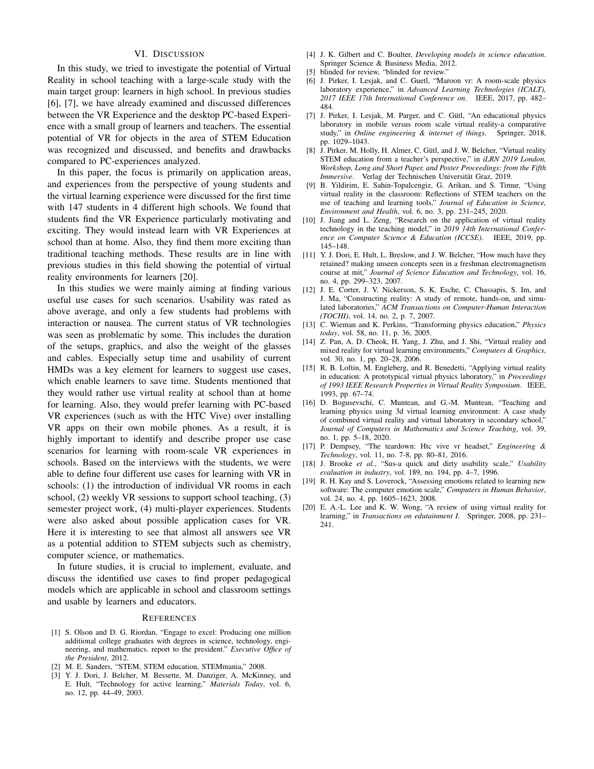## VI. Discussion

In this study, we tried to investigate the potential of Virtual Reality in school teaching with a large-scale study with the main target group: learners in high school. In previous studies [6], [7], we have already examined and discussed differences between the VR Experience and the desktop PC-based Experience with a small group of learners and teachers. The essential potential of VR for objects in the area of STEM Education was recognized and discussed, and benefits and drawbacks compared to PC-experiences analyzed.

In this paper, the focus is primarily on application areas, and experiences from the perspective of young students and the virtual learning experience were discussed for the first time with 147 students in 4 different high schools. We found that students find the VR Experience particularly motivating and exciting. They would instead learn with VR Experiences at school than at home. Also, they find them more exciting than traditional teaching methods. These results are in line with previous studies in this field showing the potential of virtual reality environments for learners [20].

In this studies we were mainly aiming at finding various useful use cases for such scenarios. Usability was rated as above average, and only a few students had problems with interaction or nausea. The current status of VR technologies was seen as problematic by some. This includes the duration of the setups, graphics, and also the weight of the glasses and cables. Especially setup time and usability of current HMDs was a key element for learners to suggest use cases, which enable learners to save time. Students mentioned that they would rather use virtual reality at school than at home for learning. Also, they would prefer learning with PC-based VR experiences (such as with the HTC Vive) over installing VR apps on their own mobile phones. As a result, it is highly important to identify and describe proper use case scenarios for learning with room-scale VR experiences in schools. Based on the interviews with the students, we were able to define four different use cases for learning with VR in schools: (1) the introduction of individual VR rooms in each school, (2) weekly VR sessions to support school teaching, (3) semester project work, (4) multi-player experiences. Students were also asked about possible application cases for VR. Here it is interesting to see that almost all answers see VR as a potential addition to STEM subjects such as chemistry, computer science, or mathematics.

In future studies, it is crucial to implement, evaluate, and discuss the identified use cases to find proper pedagogical models which are applicable in school and classroom settings and usable by learners and educators.

## References

[1] S. Olson and D. G. Riordan, "Engage to excel: Producing one million additional college graduates with degrees in science, technology, engineering, and mathematics. report to the president." *Executive Office of the President*, 2012.

[2] M. E. Sanders, "STEM, STEM education, STEMmania," 2008.

[3] Y. J. Dori, J. Belcher, M. Bessette, M. Danziger, A. McKinney, and E. Hult, "Technology for active learning," *Materials Today*, vol. 6, no. 12, pp. 44–49, 2003.

[4] J. K. Gilbert and C. Boulter, *Developing models in science education*. Springer Science & Business Media, 2012.

[5] blinded for review, "blinded for review."

[6] J. Pirker, I. Lesjak, and C. Guetl, "Maroon vr: A room-scale physics laboratory experience," in *Advanced Learning Technologies (ICALT), 2017 IEEE 17th International Conference on*. IEEE, 2017, pp. 482–484.

[7] J. Pirker, I. Lesjak, M. Parger, and C. Gütl, "An educational physics laboratory in mobile versus room scale virtual reality-a comparative study," in *Online engineering & internet of things*. Springer, 2018, pp. 1029–1043.

[8] J. Pirker, M. Holly, H. Almer, C. Gütl, and J. W. Belcher, "Virtual reality STEM education from a teacher's perspective," in *iLRN 2019 London, Workshop, Long and Short Paper, and Poster Proceedings: from the Fifth Immersive*. Verlag der Technischen Universität Graz, 2019.

[9] B. Yildirim, E. Sahin-Topalcengiz, G. Arikan, and S. Timur, "Using virtual reality in the classroom: Reflections of STEM teachers on the use of teaching and learning tools," *Journal of Education in Science, Environment and Health*, vol. 6, no. 3, pp. 231–245, 2020.

[10] J. Jiang and L. Zeng, "Research on the application of virtual reality technology in the teaching model," in *2019 14th International Conference on Computer Science & Education (ICCSE)*. IEEE, 2019, pp. 145–148.

[11] Y. J. Dori, E. Hult, L. Breslow, and J. W. Belcher, "How much have they retained? making unseen concepts seen in a freshman electromagnetism course at mit," *Journal of Science Education and Technology*, vol. 16, no. 4, pp. 299–323, 2007.

[12] J. E. Corter, J. V. Nickerson, S. K. Esche, C. Chassapis, S. Im, and J. Ma, "Constructing reality: A study of remote, hands-on, and simulated laboratories," *ACM Transactions on Computer-Human Interaction (TOCHI)*, vol. 14, no. 2, p. 7, 2007.

[13] C. Wieman and K. Perkins, "Transforming physics education," *Physics today*, vol. 58, no. 11, p. 36, 2005.

[14] Z. Pan, A. D. Cheok, H. Yang, J. Zhu, and J. Shi, "Virtual reality and mixed reality for virtual learning environments," *Computers & Graphics*, vol. 30, no. 1, pp. 20–28, 2006.

[15] R. B. Loftin, M. Engleberg, and R. Benedetti, "Applying virtual reality in education: A prototypical virtual physics laboratory," in *Proceedings of 1993 IEEE Research Properties in Virtual Reality Symposium*. IEEE, 1993, pp. 67–74.

[16] D. Bogusevschi, C. Muntean, and G.-M. Muntean, "Teaching and learning physics using 3d virtual learning environment: A case study of combined virtual reality and virtual laboratory in secondary school," *Journal of Computers in Mathematics and Science Teaching*, vol. 39, no. 1, pp. 5–18, 2020.

[17] P. Dempsey, "The teardown: Htc vive vr headset," *Engineering & Technology*, vol. 11, no. 7-8, pp. 80–81, 2016.

[18] J. Brooke *et al.*, "Sus-a quick and dirty usability scale," *Usability evaluation in industry*, vol. 189, no. 194, pp. 4–7, 1996.

[19] R. H. Kay and S. Loverock, "Assessing emotions related to learning new software: The computer emotion scale," *Computers in Human Behavior*, vol. 24, no. 4, pp. 1605–1623, 2008.

[20] E. A.-L. Lee and K. W. Wong, "A review of using virtual reality for learning," in *Transactions on edutainment I*. Springer, 2008, pp. 231–241.